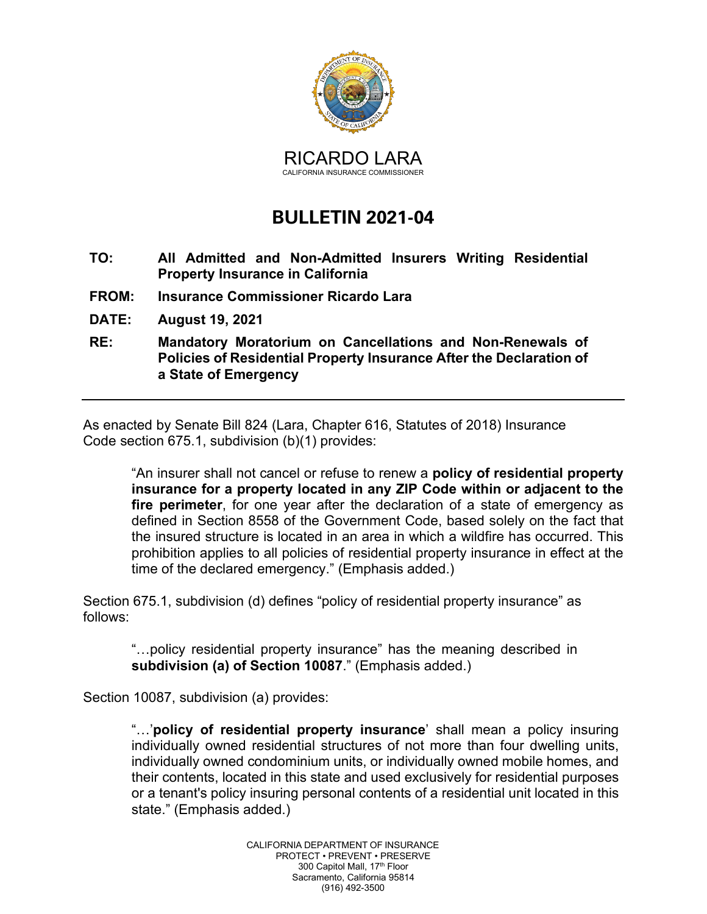RICARDO LARA
CALIFORNIA INSURANCE COMMISSIONER

# BULLETIN 2021-04

**TO:** **All Admitted and Non-Admitted Insurers Writing Residential Property Insurance in California**

**FROM:** **Insurance Commissioner Ricardo Lara**

**DATE:** **August 19, 2021**

**RE:** **Mandatory Moratorium on Cancellations and Non-Renewals of Policies of Residential Property Insurance After the Declaration of a State of Emergency**

---

As enacted by Senate Bill 824 (Lara, Chapter 616, Statutes of 2018) Insurance Code section 675.1, subdivision (b)(1) provides:

> "An insurer shall not cancel or refuse to renew a **policy of residential property insurance for a property located in any ZIP Code within or adjacent to the fire perimeter**, for one year after the declaration of a state of emergency as defined in Section 8558 of the Government Code, based solely on the fact that the insured structure is located in an area in which a wildfire has occurred. This prohibition applies to all policies of residential property insurance in effect at the time of the declared emergency." (Emphasis added.)

Section 675.1, subdivision (d) defines "policy of residential property insurance" as follows:

> "…policy residential property insurance" has the meaning described in **subdivision (a) of Section 10087**." (Emphasis added.)

Section 10087, subdivision (a) provides:

> "…'**policy of residential property insurance**' shall mean a policy insuring individually owned residential structures of not more than four dwelling units, individually owned condominium units, or individually owned mobile homes, and their contents, located in this state and used exclusively for residential purposes or a tenant's policy insuring personal contents of a residential unit located in this state." (Emphasis added.)

CALIFORNIA DEPARTMENT OF INSURANCE
PROTECT • PREVENT • PRESERVE
300 Capitol Mall, 17th Floor
Sacramento, California 95814
(916) 492-3500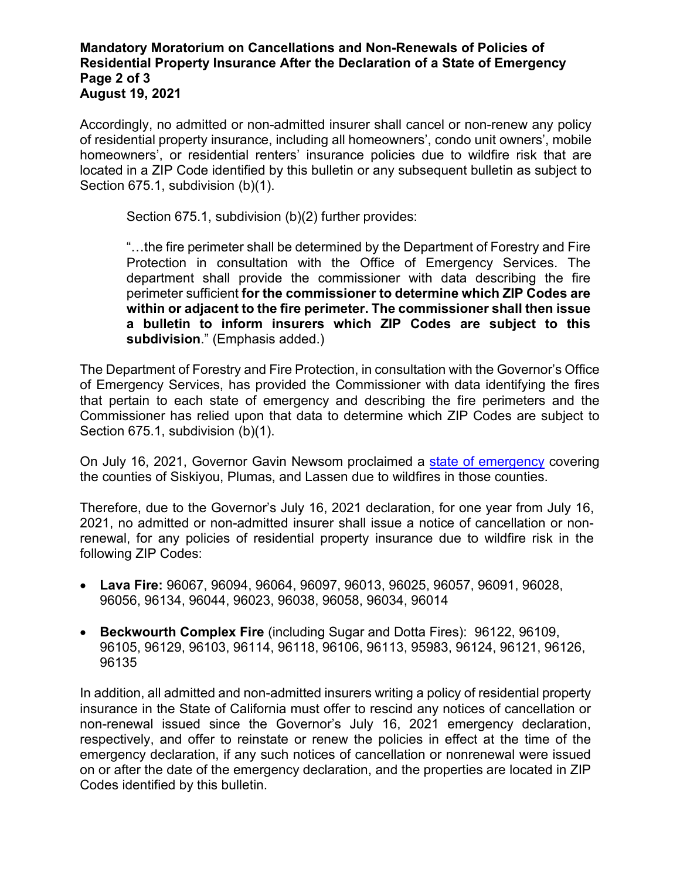Accordingly, no admitted or non-admitted insurer shall cancel or non-renew any policy of residential property insurance, including all homeowners', condo unit owners', mobile homeowners', or residential renters' insurance policies due to wildfire risk that are located in a ZIP Code identified by this bulletin or any subsequent bulletin as subject to Section 675.1, subdivision (b)(1).

> Section 675.1, subdivision (b)(2) further provides:
>
> "…the fire perimeter shall be determined by the Department of Forestry and Fire Protection in consultation with the Office of Emergency Services. The department shall provide the commissioner with data describing the fire perimeter sufficient **for the commissioner to determine which ZIP Codes are within or adjacent to the fire perimeter. The commissioner shall then issue a bulletin to inform insurers which ZIP Codes are subject to this subdivision**." (Emphasis added.)

The Department of Forestry and Fire Protection, in consultation with the Governor's Office of Emergency Services, has provided the Commissioner with data identifying the fires that pertain to each state of emergency and describing the fire perimeters and the Commissioner has relied upon that data to determine which ZIP Codes are subject to Section 675.1, subdivision (b)(1).

On July 16, 2021, Governor Gavin Newsom proclaimed a state of emergency covering the counties of Siskiyou, Plumas, and Lassen due to wildfires in those counties.

Therefore, due to the Governor's July 16, 2021 declaration, for one year from July 16, 2021, no admitted or non-admitted insurer shall issue a notice of cancellation or non-renewal, for any policies of residential property insurance due to wildfire risk in the following ZIP Codes:

- **Lava Fire:** 96067, 96094, 96064, 96097, 96013, 96025, 96057, 96091, 96028, 96056, 96134, 96044, 96023, 96038, 96058, 96034, 96014
- **Beckwourth Complex Fire** (including Sugar and Dotta Fires): 96122, 96109, 96105, 96129, 96103, 96114, 96118, 96106, 96113, 95983, 96124, 96121, 96126, 96135

In addition, all admitted and non-admitted insurers writing a policy of residential property insurance in the State of California must offer to rescind any notices of cancellation or non-renewal issued since the Governor's July 16, 2021 emergency declaration, respectively, and offer to reinstate or renew the policies in effect at the time of the emergency declaration, if any such notices of cancellation or nonrenewal were issued on or after the date of the emergency declaration, and the properties are located in ZIP Codes identified by this bulletin.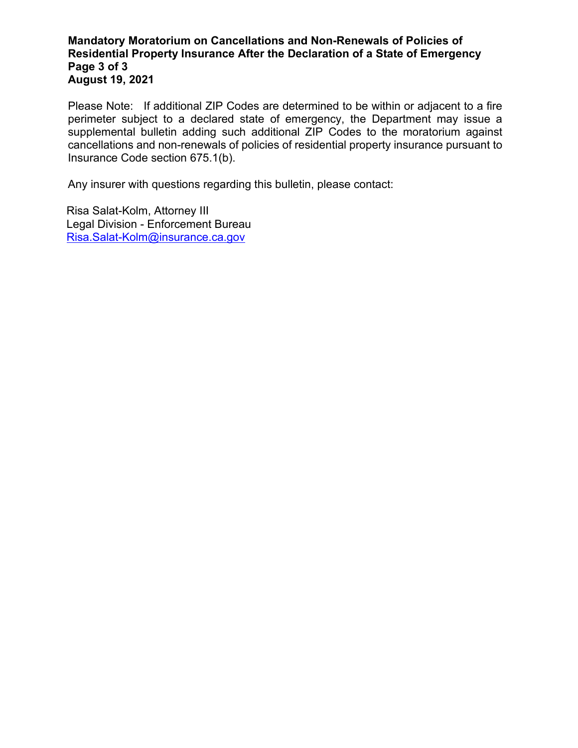Please Note: If additional ZIP Codes are determined to be within or adjacent to a fire perimeter subject to a declared state of emergency, the Department may issue a supplemental bulletin adding such additional ZIP Codes to the moratorium against cancellations and non-renewals of policies of residential property insurance pursuant to Insurance Code section 675.1(b).

Any insurer with questions regarding this bulletin, please contact:

Risa Salat-Kolm, Attorney III
Legal Division - Enforcement Bureau
Risa.Salat-Kolm@insurance.ca.gov